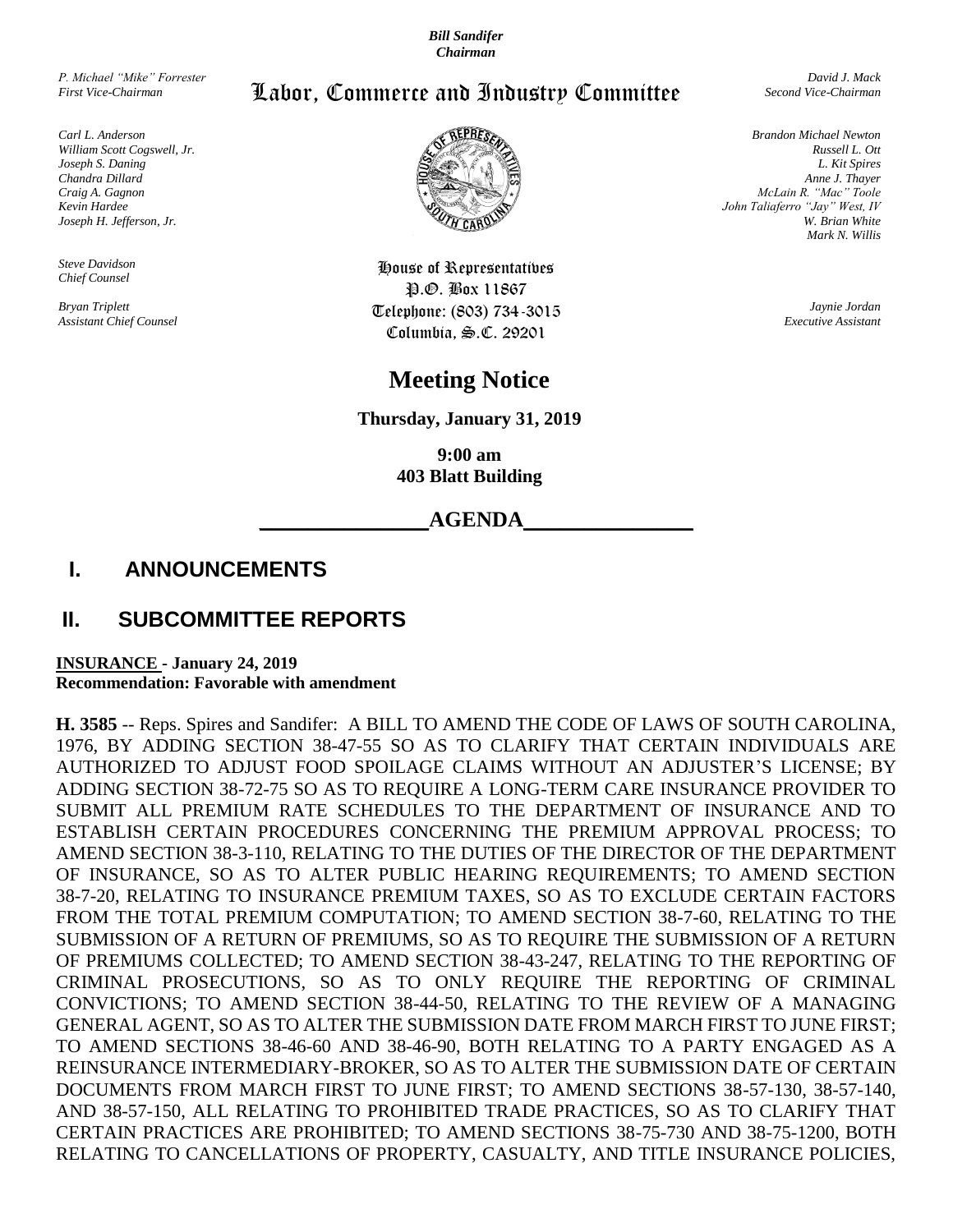*Bill Sandifer*
*Chairman*

*P. Michael "Mike" Forrester*
*First Vice-Chairman*

# Labor, Commerce and Industry Committee

*David J. Mack*
*Second Vice-Chairman*

*Carl L. Anderson*
*William Scott Cogswell, Jr.*
*Joseph S. Daning*
*Chandra Dillard*
*Craig A. Gagnon*
*Kevin Hardee*
*Joseph H. Jefferson, Jr.*

*Brandon Michael Newton*
*Russell L. Ott*
*L. Kit Spires*
*Anne J. Thayer*
*McLain R. "Mac" Toole*
*John Taliaferro "Jay" West, IV*
*W. Brian White*
*Mark N. Willis*

*Steve Davidson*
*Chief Counsel*

*Bryan Triplett*
*Assistant Chief Counsel*

House of Representatives
P.O. Box 11867
Telephone: (803) 734-3015
Columbia, S.C. 29201

*Jaynie Jordan*
*Executive Assistant*

## Meeting Notice

**Thursday, January 31, 2019**

**9:00 am**
**403 Blatt Building**

**AGENDA**

## I. ANNOUNCEMENTS

## II. SUBCOMMITTEE REPORTS

**INSURANCE - January 24, 2019**
**Recommendation: Favorable with amendment**

**H. 3585** -- Reps. Spires and Sandifer: A BILL TO AMEND THE CODE OF LAWS OF SOUTH CAROLINA, 1976, BY ADDING SECTION 38-47-55 SO AS TO CLARIFY THAT CERTAIN INDIVIDUALS ARE AUTHORIZED TO ADJUST FOOD SPOILAGE CLAIMS WITHOUT AN ADJUSTER'S LICENSE; BY ADDING SECTION 38-72-75 SO AS TO REQUIRE A LONG-TERM CARE INSURANCE PROVIDER TO SUBMIT ALL PREMIUM RATE SCHEDULES TO THE DEPARTMENT OF INSURANCE AND TO ESTABLISH CERTAIN PROCEDURES CONCERNING THE PREMIUM APPROVAL PROCESS; TO AMEND SECTION 38-3-110, RELATING TO THE DUTIES OF THE DIRECTOR OF THE DEPARTMENT OF INSURANCE, SO AS TO ALTER PUBLIC HEARING REQUIREMENTS; TO AMEND SECTION 38-7-20, RELATING TO INSURANCE PREMIUM TAXES, SO AS TO EXCLUDE CERTAIN FACTORS FROM THE TOTAL PREMIUM COMPUTATION; TO AMEND SECTION 38-7-60, RELATING TO THE SUBMISSION OF A RETURN OF PREMIUMS, SO AS TO REQUIRE THE SUBMISSION OF A RETURN OF PREMIUMS COLLECTED; TO AMEND SECTION 38-43-247, RELATING TO THE REPORTING OF CRIMINAL PROSECUTIONS, SO AS TO ONLY REQUIRE THE REPORTING OF CRIMINAL CONVICTIONS; TO AMEND SECTION 38-44-50, RELATING TO THE REVIEW OF A MANAGING GENERAL AGENT, SO AS TO ALTER THE SUBMISSION DATE FROM MARCH FIRST TO JUNE FIRST; TO AMEND SECTIONS 38-46-60 AND 38-46-90, BOTH RELATING TO A PARTY ENGAGED AS A REINSURANCE INTERMEDIARY-BROKER, SO AS TO ALTER THE SUBMISSION DATE OF CERTAIN DOCUMENTS FROM MARCH FIRST TO JUNE FIRST; TO AMEND SECTIONS 38-57-130, 38-57-140, AND 38-57-150, ALL RELATING TO PROHIBITED TRADE PRACTICES, SO AS TO CLARIFY THAT CERTAIN PRACTICES ARE PROHIBITED; TO AMEND SECTIONS 38-75-730 AND 38-75-1200, BOTH RELATING TO CANCELLATIONS OF PROPERTY, CASUALTY, AND TITLE INSURANCE POLICIES,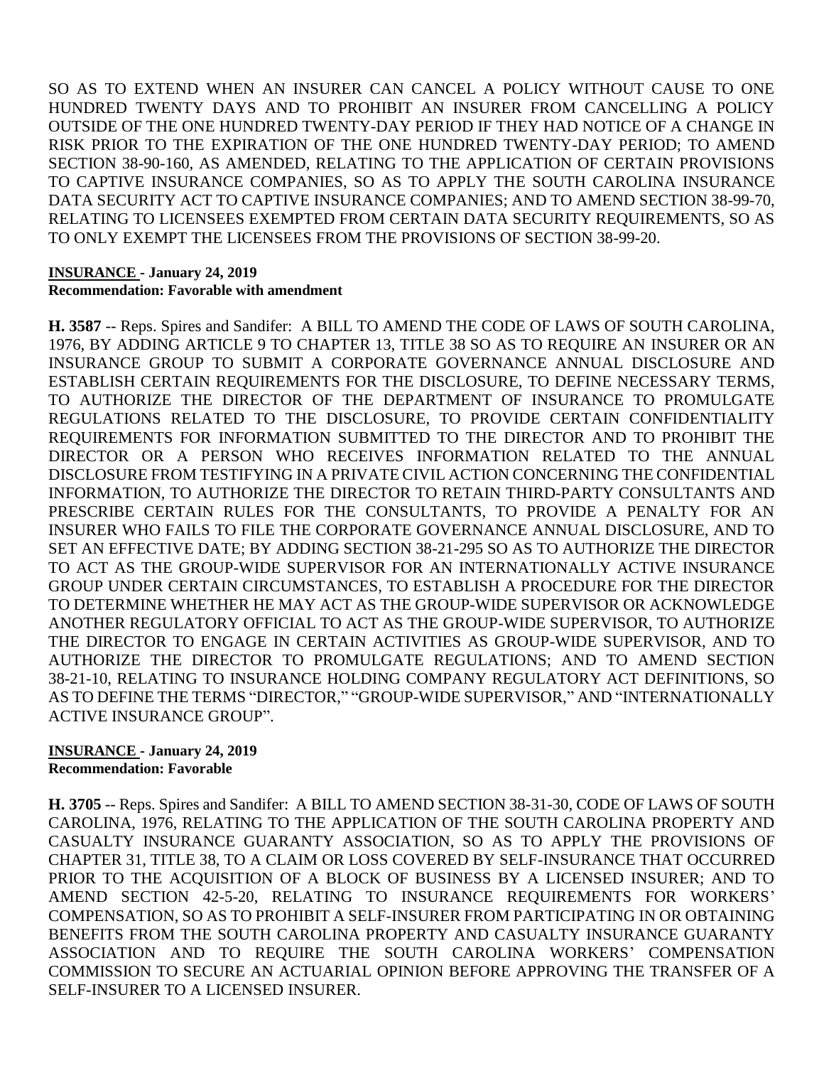SO AS TO EXTEND WHEN AN INSURER CAN CANCEL A POLICY WITHOUT CAUSE TO ONE HUNDRED TWENTY DAYS AND TO PROHIBIT AN INSURER FROM CANCELLING A POLICY OUTSIDE OF THE ONE HUNDRED TWENTY-DAY PERIOD IF THEY HAD NOTICE OF A CHANGE IN RISK PRIOR TO THE EXPIRATION OF THE ONE HUNDRED TWENTY-DAY PERIOD; TO AMEND SECTION 38-90-160, AS AMENDED, RELATING TO THE APPLICATION OF CERTAIN PROVISIONS TO CAPTIVE INSURANCE COMPANIES, SO AS TO APPLY THE SOUTH CAROLINA INSURANCE DATA SECURITY ACT TO CAPTIVE INSURANCE COMPANIES; AND TO AMEND SECTION 38-99-70, RELATING TO LICENSEES EXEMPTED FROM CERTAIN DATA SECURITY REQUIREMENTS, SO AS TO ONLY EXEMPT THE LICENSEES FROM THE PROVISIONS OF SECTION 38-99-20.

**INSURANCE - January 24, 2019**
**Recommendation: Favorable with amendment**

**H. 3587** -- Reps. Spires and Sandifer: A BILL TO AMEND THE CODE OF LAWS OF SOUTH CAROLINA, 1976, BY ADDING ARTICLE 9 TO CHAPTER 13, TITLE 38 SO AS TO REQUIRE AN INSURER OR AN INSURANCE GROUP TO SUBMIT A CORPORATE GOVERNANCE ANNUAL DISCLOSURE AND ESTABLISH CERTAIN REQUIREMENTS FOR THE DISCLOSURE, TO DEFINE NECESSARY TERMS, TO AUTHORIZE THE DIRECTOR OF THE DEPARTMENT OF INSURANCE TO PROMULGATE REGULATIONS RELATED TO THE DISCLOSURE, TO PROVIDE CERTAIN CONFIDENTIALITY REQUIREMENTS FOR INFORMATION SUBMITTED TO THE DIRECTOR AND TO PROHIBIT THE DIRECTOR OR A PERSON WHO RECEIVES INFORMATION RELATED TO THE ANNUAL DISCLOSURE FROM TESTIFYING IN A PRIVATE CIVIL ACTION CONCERNING THE CONFIDENTIAL INFORMATION, TO AUTHORIZE THE DIRECTOR TO RETAIN THIRD-PARTY CONSULTANTS AND PRESCRIBE CERTAIN RULES FOR THE CONSULTANTS, TO PROVIDE A PENALTY FOR AN INSURER WHO FAILS TO FILE THE CORPORATE GOVERNANCE ANNUAL DISCLOSURE, AND TO SET AN EFFECTIVE DATE; BY ADDING SECTION 38-21-295 SO AS TO AUTHORIZE THE DIRECTOR TO ACT AS THE GROUP-WIDE SUPERVISOR FOR AN INTERNATIONALLY ACTIVE INSURANCE GROUP UNDER CERTAIN CIRCUMSTANCES, TO ESTABLISH A PROCEDURE FOR THE DIRECTOR TO DETERMINE WHETHER HE MAY ACT AS THE GROUP-WIDE SUPERVISOR OR ACKNOWLEDGE ANOTHER REGULATORY OFFICIAL TO ACT AS THE GROUP-WIDE SUPERVISOR, TO AUTHORIZE THE DIRECTOR TO ENGAGE IN CERTAIN ACTIVITIES AS GROUP-WIDE SUPERVISOR, AND TO AUTHORIZE THE DIRECTOR TO PROMULGATE REGULATIONS; AND TO AMEND SECTION 38-21-10, RELATING TO INSURANCE HOLDING COMPANY REGULATORY ACT DEFINITIONS, SO AS TO DEFINE THE TERMS "DIRECTOR," "GROUP-WIDE SUPERVISOR," AND "INTERNATIONALLY ACTIVE INSURANCE GROUP".

**INSURANCE - January 24, 2019**
**Recommendation: Favorable**

**H. 3705** -- Reps. Spires and Sandifer: A BILL TO AMEND SECTION 38-31-30, CODE OF LAWS OF SOUTH CAROLINA, 1976, RELATING TO THE APPLICATION OF THE SOUTH CAROLINA PROPERTY AND CASUALTY INSURANCE GUARANTY ASSOCIATION, SO AS TO APPLY THE PROVISIONS OF CHAPTER 31, TITLE 38, TO A CLAIM OR LOSS COVERED BY SELF-INSURANCE THAT OCCURRED PRIOR TO THE ACQUISITION OF A BLOCK OF BUSINESS BY A LICENSED INSURER; AND TO AMEND SECTION 42-5-20, RELATING TO INSURANCE REQUIREMENTS FOR WORKERS' COMPENSATION, SO AS TO PROHIBIT A SELF-INSURER FROM PARTICIPATING IN OR OBTAINING BENEFITS FROM THE SOUTH CAROLINA PROPERTY AND CASUALTY INSURANCE GUARANTY ASSOCIATION AND TO REQUIRE THE SOUTH CAROLINA WORKERS' COMPENSATION COMMISSION TO SECURE AN ACTUARIAL OPINION BEFORE APPROVING THE TRANSFER OF A SELF-INSURER TO A LICENSED INSURER.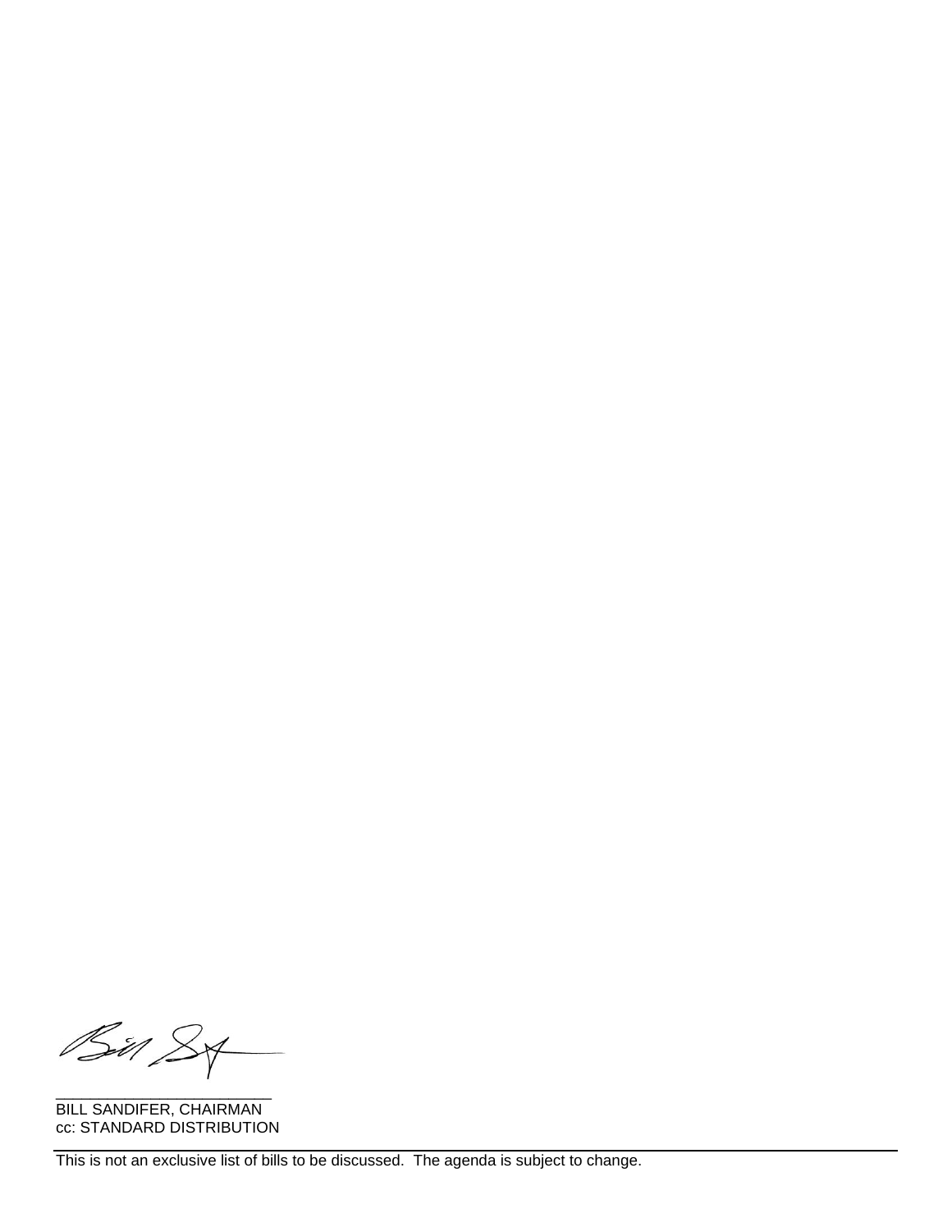_________________________
BILL SANDIFER, CHAIRMAN
cc: STANDARD DISTRIBUTION

---

This is not an exclusive list of bills to be discussed. The agenda is subject to change.